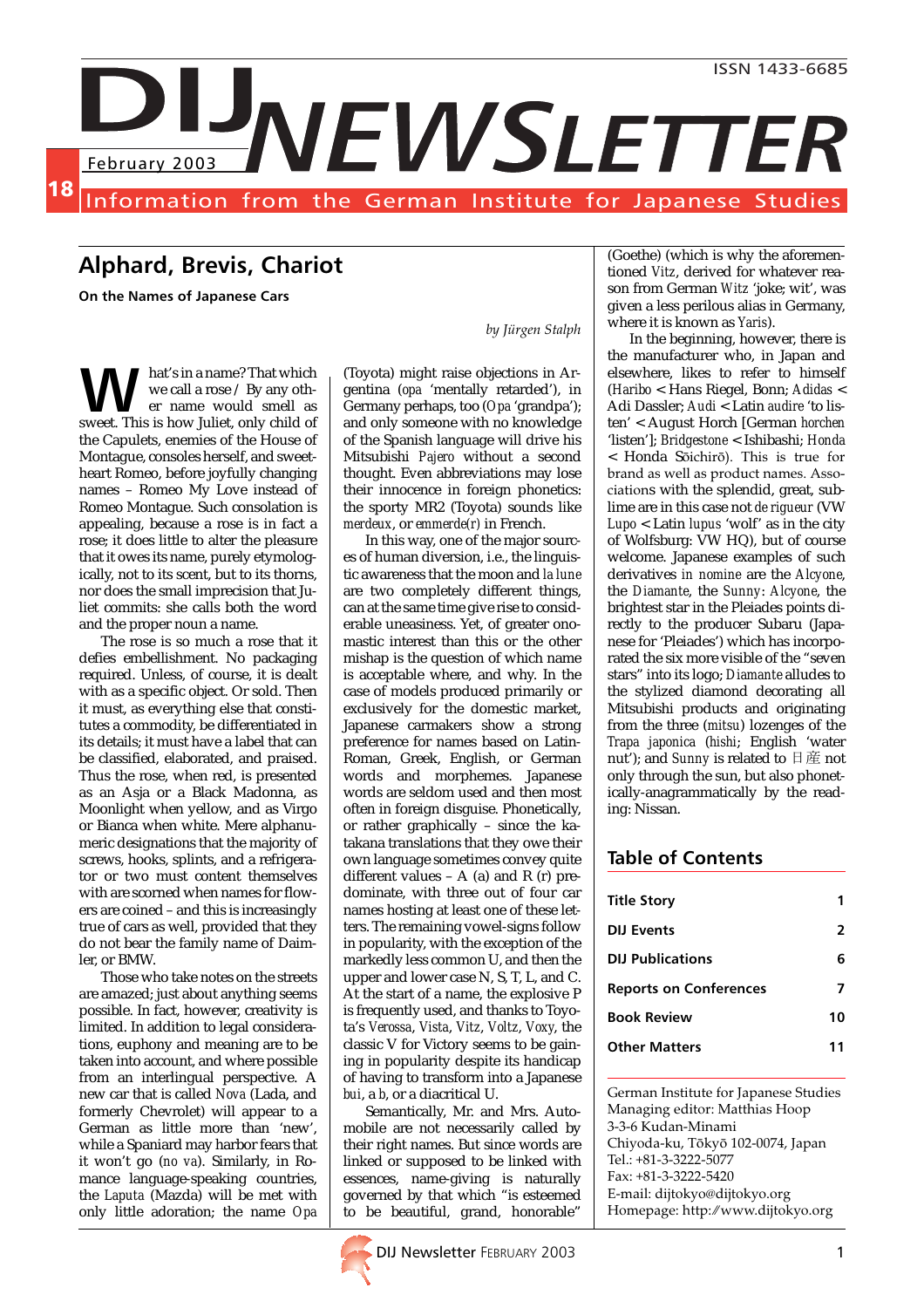ISSN 1433-6685

# DIJ NEWSLETTER

February 2003

18

Information from the German Institute for Japanese Studies

## Alphard, Brevis, Chariot

**On the Names of Japanese Cars**

*by Jürgen Stalph*

What's in a name? That which we call a rose / By any other name would smell as sweet. This is how Juliet, only child of the Capulets, enemies of the House of Montague, consoles herself, and sweetheart Romeo, before joyfully changing names – Romeo My Love instead of Romeo Montague. Such consolation is appealing, because a rose is in fact a rose; it does little to alter the pleasure that it owes its name, purely etymologically, not to its scent, but to its thorns, nor does the small imprecision that Juliet commits: she calls both the word and the proper noun a name.

The rose is so much a rose that it defies embellishment. No packaging required. Unless, of course, it is dealt with as a specific object. Or sold. Then it must, as everything else that constitutes a commodity, be differentiated in its details; it must have a label that can be classified, elaborated, and praised. Thus the rose, when red, is presented as an Asja or a Black Madonna, as Moonlight when yellow, and as Virgo or Bianca when white. Mere alphanumeric designations that the majority of screws, hooks, splints, and a refrigerator or two must content themselves with are scorned when names for flowers are coined – and this is increasingly true of cars as well, provided that they do not bear the family name of Daimler, or BMW.

Those who take notes on the streets are amazed; just about anything seems possible. In fact, however, creativity is limited. In addition to legal considerations, euphony and meaning are to be taken into account, and where possible from an interlingual perspective. A new car that is called *Nova* (Lada, and formerly Chevrolet) will appear to a German as little more than 'new', while a Spaniard may harbor fears that it won't go (*no va*). Similarly, in Romance language-speaking countries, the *Laputa* (Mazda) will be met with only little adoration; the name *Opa* (Toyota) might raise objections in Argentina (*opa* 'mentally retarded'), in Germany perhaps, too (*Opa* 'grandpa'); and only someone with no knowledge of the Spanish language will drive his Mitsubishi *Pajero* without a second thought. Even abbreviations may lose their innocence in foreign phonetics: the sporty MR2 (Toyota) sounds like *merdeux*, or *emmerde(r)* in French.

In this way, one of the major sources of human diversion, i.e., the linguistic awareness that the moon and *la lune* are two completely different things, can at the same time give rise to considerable uneasiness. Yet, of greater onomastic interest than this or the other mishap is the question of which name is acceptable where, and why. In the case of models produced primarily or exclusively for the domestic market, Japanese carmakers show a strong preference for names based on Latin-Roman, Greek, English, or German words and morphemes. Japanese words are seldom used and then most often in foreign disguise. Phonetically, or rather graphically – since the katakana translations that they owe their own language sometimes convey quite different values – A (a) and R (r) predominate, with three out of four car names hosting at least one of these letters. The remaining vowel-signs follow in popularity, with the exception of the markedly less common U, and then the upper and lower case N, S, T, L, and C. At the start of a name, the explosive P is frequently used, and thanks to Toyota's *Verossa*, *Vista*, *Vitz*, *Voltz*, *Voxy*, the classic V for Victory seems to be gaining in popularity despite its handicap of having to transform into a Japanese *bui*, a *b*, or a diacritical U.

Semantically, Mr. and Mrs. Automobile are not necessarily called by their right names. But since words are linked or supposed to be linked with essences, name-giving is naturally governed by that which "is esteemed to be beautiful, grand, honorable" (Goethe) (which is why the aforementioned *Vitz*, derived for whatever reason from German *Witz* 'joke; wit', was given a less perilous alias in Germany, where it is known as *Yaris*).

In the beginning, however, there is the manufacturer who, in Japan and elsewhere, likes to refer to himself (*Haribo* < Hans Riegel, Bonn; *Adidas* < Adi Dassler; *Audi* < Latin *audire* 'to listen' < August Horch [German *horchen* 'listen']; *Bridgestone* < Ishibashi; *Honda* < Honda Sōichirō). This is true for brand as well as product names. Associations with the splendid, great, sublime are in this case not *de rigueur* (VW *Lupo* < Latin *lupus* 'wolf' as in the city of Wolfsburg: VW HQ), but of course welcome. Japanese examples of such derivatives *in nomine* are the *Alcyone*, the *Diamante*, the *Sunny*: *Alcyone*, the brightest star in the Pleiades points directly to the producer Subaru (Japanese for 'Pleiades') which has incorporated the six more visible of the "seven stars" into its logo; *Diamante* alludes to the stylized diamond decorating all Mitsubishi products and originating from the three (*mitsu*) lozenges of the *Trapa japonica* (*hishi*; English 'water nut'); and *Sunny* is related to 日産 not only through the sun, but also phonetically-anagrammatically by the reading: Nissan.

## Table of Contents

| | |
|---|---|
| **Title Story** | **1** |
| **DIJ Events** | **2** |
| **DIJ Publications** | **6** |
| **Reports on Conferences** | **7** |
| **Book Review** | **10** |
| **Other Matters** | **11** |

German Institute for Japanese Studies
Managing editor: Matthias Hoop
3-3-6 Kudan-Minami
Chiyoda-ku, Tōkyō 102-0074, Japan
Tel.: +81-3-3222-5077
Fax: +81-3-3222-5420
E-mail: dijtokyo@dijtokyo.org
Homepage: http://www.dijtokyo.org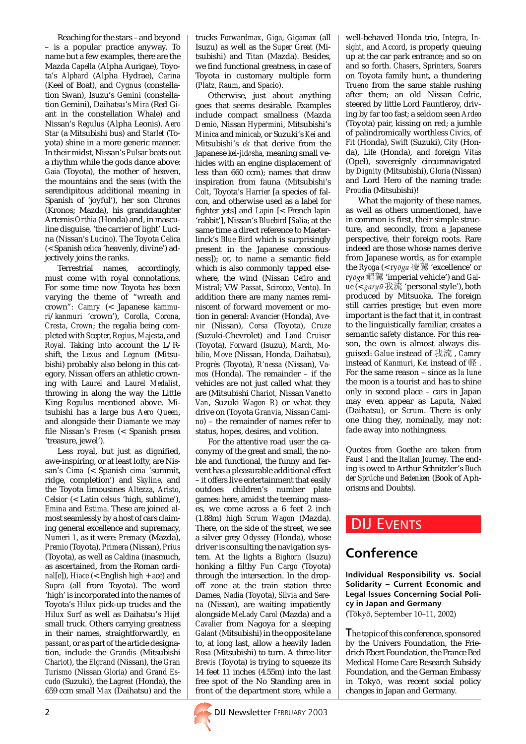Reaching for the stars – and beyond – is a popular practice anyway. To name but a few examples, there are the Mazda *Capella* (Alpha Aurigae), Toyota's *Alphard* (Alpha Hydrae), *Carina* (Keel of Boat), and *Cygnus* (constellation Swan), Isuzu's *Gemini* (constellation Gemini), Daihatsu's *Mira* (Red Giant in the constellation Whale) and Nissan's *Regulus* (Alpha Leonis). *Aero Star* (a Mitsubishi bus) and *Starlet* (Toyota) shine in a more generic manner. In their midst, Nissan's *Pulsar* beats out a rhythm while the gods dance above: *Gaia* (Toyota), the mother of heaven, the mountains and the seas (with the serendipitous additional meaning in Spanish of 'joyful'), her son *Chronos* (Kronos; Mazda), his granddaughter Artemis *Orthia* (Honda) and, in masculine disguise, 'the carrier of light' Lucina (Nissan's *Lucino*). The Toyota *Celica* (< Spanish *celica* 'heavenly, divine') adjectively joins the ranks.

Terrestrial names, accordingly, must come with royal connotations. For some time now Toyota has been varying the theme of "wreath and crown": *Camry* (< Japanese *kammuri*/*kanmuri* 'crown'), *Corolla*, *Corona*, *Cresta*, *Crown*; the regalia being completed with *Scepter*, *Regius*, *Majesta*, and *Royal*. Taking into account the L/R-shift, the *Lexus* and *Legnum* (Mitsubishi) probably also belong in this category. Nissan offers an athletic crowning with *Laurel* and *Laurel Medalist*, throwing in along the way the Little King *Regulus* mentioned above. Mitsubishi has a large bus *Aero Queen*, and alongside their *Diamante* we may file Nissan's *Presea* (< Spanish *presea* 'treasure, jewel').

Less royal, but just as dignified, awe-inspiring, or at least lofty, are Nissan's *Cima* (< Spanish *cima* 'summit, ridge, completion') and *Skyline*, and the Toyota limousines *Altezza*, *Aristo*, *Celsior* (< Latin *celsus* 'high, sublime'), *Emina* and *Estima*. These are joined almost seamlessly by a host of cars claiming general excellence and supremacy, *Numeri 1*, as it were: *Premacy* (Mazda), *Premio* (Toyota), *Primera* (Nissan), *Prius* (Toyota), as well as *Caldina* (inasmuch, as ascertained, from the Roman *cardinal[e]*), *Hiace* (< English *high* + *ace*) and *Supra* (all from Toyota). The word 'high' is incorporated into the names of Toyota's *Hilux* pick-up trucks and the *Hilux Surf* as well as Daihatsu's *Hijet* small truck. Others carrying greatness in their names, straightforwardly, *en passant*, or as part of the article designation, include the *Grandis* (Mitsubishi *Chariot*), the *Elgrand* (Nissan), the *Gran Turismo* (Nissan *Gloria*) and *Grand Escudo* (Suzuki), the *Lagreat* (Honda), the 659 ccm small *Max* (Daihatsu) and the trucks *Forwardmax*, *Giga*, *Gigamax* (all Isuzu) as well as the *Super Great* (Mitsubishi) and *Titan* (Mazda). Besides, we find functional greatness, in case of Toyota in customary multiple form (*Platz*, *Raum*, and *Spacio*).

Otherwise, just about anything goes that seems desirable. Examples include compact smallness (Mazda *Demio*, Nissan *Hypermini*, Mitsubishi's *Minica* and *minicab*, or Suzuki's *Kei* and Mitsubishi's *ek* that derive from the Japanese *kei-jidōsha*, meaning small vehicles with an engine displacement of less than 660 ccm); names that draw inspiration from fauna (Mitsubishi's *Colt*, Toyota's *Harrier* [a species of falcon, and otherwise used as a label for fighter jets] and *Lapin* [< French *lapin* 'rabbit'], Nissan's *Bluebird* [*Salia*; at the same time a direct reference to Maeterlinck's *Blue Bird* which is surprisingly present in the Japanese consciousness]); or, to name a semantic field which is also commonly tapped elsewhere, the wind (Nissan *Cefiro* and *Mistral*; VW *Passat*, *Scirocco*, *Vento*). In addition there are many names reminiscent of forward movement or motion in general: *Avancier* (Honda), *Avenir* (Nissan), *Corsa* (Toyota), *Cruze* (Suzuki-Chevrolet) and *Land Cruiser* (Toyota), *Forward* (Isuzu), *March*, *Mobilio*, *Move* (Nissan, Honda, Daihatsu), *Progrès* (Toyota), *R'nessa* (Nissan), *Vamos* (Honda). The remainder – if the vehicles are not just called what they are (Mitsubishi *Chariot*, Nissan *Vanetto Van*, Suzuki *Wagon R*) or what they drive on (Toyota *Granvia*, Nissan *Camino*) – the remainder of names refer to status, hopes, desires, and volition.

For the attentive road user the cacophony of the great and small, the noble and functional, the funny and fervent has a pleasurable additional effect – it offers live entertainment that easily outdoes children's number plate games: here, amidst the teeming masses, we come across a 6 feet 2 inch (1.88m) high *Scrum Wagon* (Mazda). There, on the side of the street, we see a silver grey *Odyssey* (Honda), whose driver is consulting the navigation system. At the lights a *Bighorn* (Isuzu) honking a filthy *Fun Cargo* (Toyota) through the intersection. In the drop-off zone at the train station three Dames, *Nadia* (Toyota), *Silvia* and *Serena* (Nissan), are waiting impatiently alongside *MeLady Carol* (Mazda) and a *Cavalier* from Nagoya for a sleeping *Galant* (Mitsubishi) in the opposite lane to, at long last, allow a heavily laden *Rosa* (Mitsubishi) to turn. A three-liter *Brevis* (Toyota) is trying to squeeze its 14 feet 11 inches (4.55m) into the last free spot of the No Standing area in front of the department store, while a well-behaved Honda trio, *Integra*, *Insight*, and *Accord*, is properly queuing up at the car park entrance; and so on and so forth. *Chasers*, *Sprinters*, *Soarers* on Toyota family hunt, a thundering *Trueno* from the same stable rushing after them; an old Nissan *Cedric*, steered by little Lord Fauntleroy, driving by far too fast; a seldom seen *Ardeo* (Toyota) pair, kissing on red; a jumble of palindromically worthless *Civics*, of *Fit* (Honda), *Swift* (Suzuki), *City* (Honda), *Life* (Honda), and foreign *Vitas* (Opel), sovereignly circumnavigated by *Dignity* (Mitsubishi), *Gloria* (Nissan) and Lord Hero of the naming trade: *Proudia* (Mitsubishi)!

What the majority of these names, as well as others unmentioned, have in common is first, their simple structure, and secondly, from a Japanese perspective, their foreign roots. Rare indeed are those whose names derive from Japanese words, as for example the *Ryoga* (< *ryōga* 凌駕 'excellence' or *ryōga* 龍駕 'imperial vehicle') and *Galue* (< *garyū* 我流 'personal style'), both produced by Mitsuoka. The foreign still carries prestige; but even more important is the fact that it, in contrast to the linguistically familiar, creates a semantic safety distance. For this reason, the own is almost always disguised: *Galue* instead of 我流 , *Camry* instead of *Kanmuri*, *Kei* instead of 軽 . For the same reason – since as *la lune* the moon is a tourist and has to shine only in second place – cars in Japan may even appear as *Laputa*, *Naked* (Daihatsu), or *Scrum*. There is only one thing they, nominally, may not: fade away into nothingness.

Quotes from Goethe are taken from *Faust I* and the *Italian Journey*. The ending is owed to Arthur Schnitzler's *Buch der Sprüche und Bedenken* (Book of Aphorisms and Doubts).

# DIJ Events

## Conference

**Individual Responsibility vs. Social Solidarity – Current Economic and Legal Issues Concerning Social Policy in Japan and Germany**
(Tōkyō, September 10–11, 2002)

The topic of this conference, sponsored by the Univers Foundation, the Friedrich Ebert Foundation, the France Bed Medical Home Care Research Subsidy Foundation, and the German Embassy in Tōkyō, was recent social policy changes in Japan and Germany.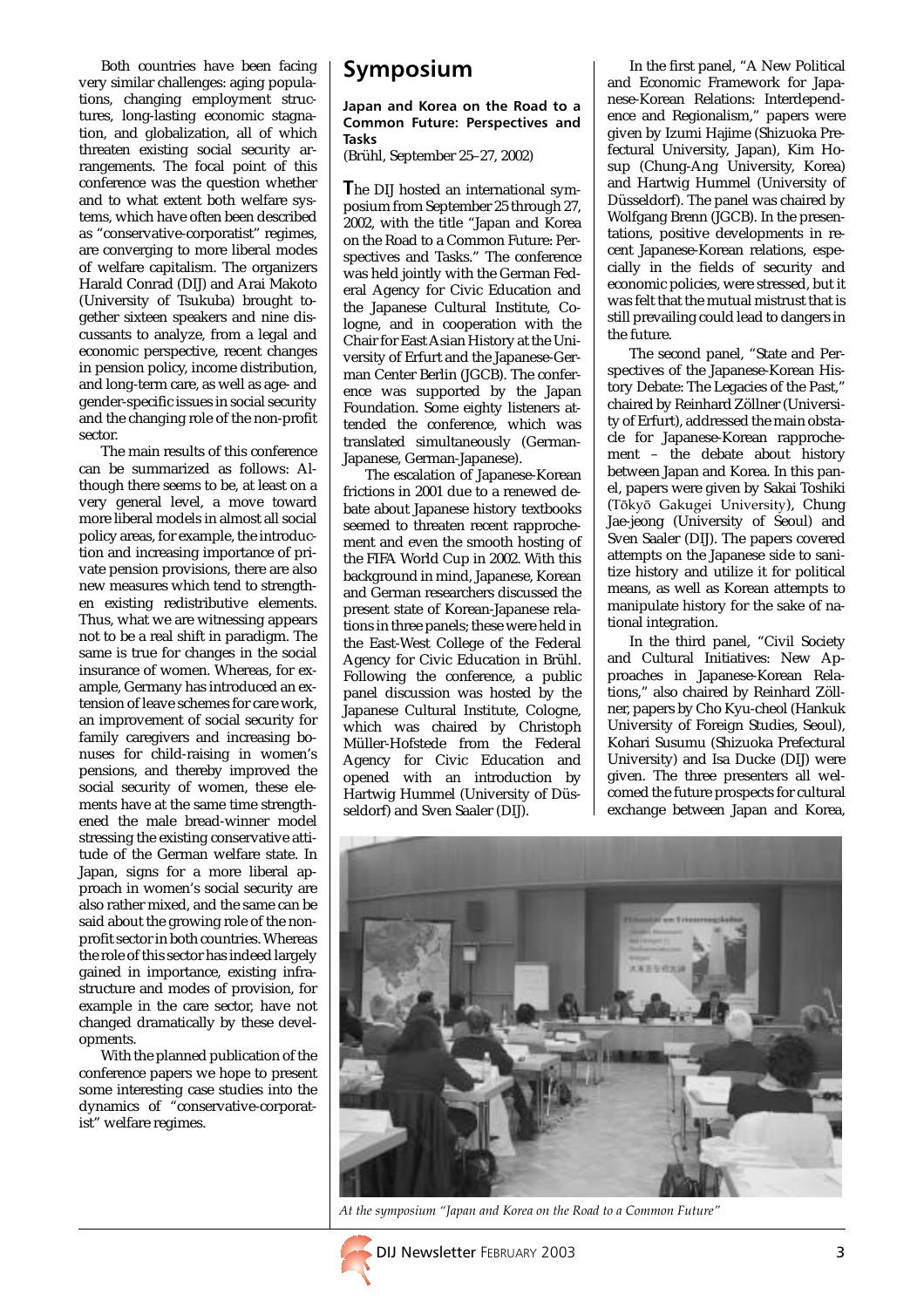Both countries have been facing very similar challenges: aging populations, changing employment structures, long-lasting economic stagnation, and globalization, all of which threaten existing social security arrangements. The focal point of this conference was the question whether and to what extent both welfare systems, which have often been described as "conservative-corporatist" regimes, are converging to more liberal modes of welfare capitalism. The organizers Harald Conrad (DIJ) and Arai Makoto (University of Tsukuba) brought together sixteen speakers and nine discussants to analyze, from a legal and economic perspective, recent changes in pension policy, income distribution, and long-term care, as well as age- and gender-specific issues in social security and the changing role of the non-profit sector.

The main results of this conference can be summarized as follows: Although there seems to be, at least on a very general level, a move toward more liberal models in almost all social policy areas, for example, the introduction and increasing importance of private pension provisions, there are also new measures which tend to strengthen existing redistributive elements. Thus, what we are witnessing appears not to be a real shift in paradigm. The same is true for changes in the social insurance of women. Whereas, for example, Germany has introduced an extension of leave schemes for care work, an improvement of social security for family caregivers and increasing bonuses for child-raising in women's pensions, and thereby improved the social security of women, these elements have at the same time strengthened the male bread-winner model stressing the existing conservative attitude of the German welfare state. In Japan, signs for a more liberal approach in women's social security are also rather mixed, and the same can be said about the growing role of the non-profit sector in both countries. Whereas the role of this sector has indeed largely gained in importance, existing infrastructure and modes of provision, for example in the care sector, have not changed dramatically by these developments.

With the planned publication of the conference papers we hope to present some interesting case studies into the dynamics of "conservative-corporatist" welfare regimes.

# Symposium

**Japan and Korea on the Road to a Common Future: Perspectives and Tasks**
(Brühl, September 25–27, 2002)

The DIJ hosted an international symposium from September 25 through 27, 2002, with the title "Japan and Korea on the Road to a Common Future: Perspectives and Tasks." The conference was held jointly with the German Federal Agency for Civic Education and the Japanese Cultural Institute, Cologne, and in cooperation with the Chair for East Asian History at the University of Erfurt and the Japanese-German Center Berlin (JGCB). The conference was supported by the Japan Foundation. Some eighty listeners attended the conference, which was translated simultaneously (German-Japanese, German-Japanese).

The escalation of Japanese-Korean frictions in 2001 due to a renewed debate about Japanese history textbooks seemed to threaten recent rapprochement and even the smooth hosting of the FIFA World Cup in 2002. With this background in mind, Japanese, Korean and German researchers discussed the present state of Korean-Japanese relations in three panels; these were held in the East-West College of the Federal Agency for Civic Education in Brühl. Following the conference, a public panel discussion was hosted by the Japanese Cultural Institute, Cologne, which was chaired by Christoph Müller-Hofstede from the Federal Agency for Civic Education and opened with an introduction by Hartwig Hummel (University of Düsseldorf) and Sven Saaler (DIJ).

In the first panel, "A New Political and Economic Framework for Japanese-Korean Relations: Interdependence and Regionalism," papers were given by Izumi Hajime (Shizuoka Prefectural University, Japan), Kim Hosup (Chung-Ang University, Korea) and Hartwig Hummel (University of Düsseldorf). The panel was chaired by Wolfgang Brenn (JGCB). In the presentations, positive developments in recent Japanese-Korean relations, especially in the fields of security and economic policies, were stressed, but it was felt that the mutual mistrust that is still prevailing could lead to dangers in the future.

The second panel, "State and Perspectives of the Japanese-Korean History Debate: The Legacies of the Past," chaired by Reinhard Zöllner (University of Erfurt), addressed the main obstacle for Japanese-Korean rapprochement – the debate about history between Japan and Korea. In this panel, papers were given by Sakai Toshiki (Tōkyō Gakugei University), Chung Jae-jeong (University of Seoul) and Sven Saaler (DIJ). The papers covered attempts on the Japanese side to sanitize history and utilize it for political means, as well as Korean attempts to manipulate history for the sake of national integration.

In the third panel, "Civil Society and Cultural Initiatives: New Approaches in Japanese-Korean Relations," also chaired by Reinhard Zöllner, papers by Cho Kyu-cheol (Hankuk University of Foreign Studies, Seoul), Kohari Susumu (Shizuoka Prefectural University) and Isa Ducke (DIJ) were given. The three presenters all welcomed the future prospects for cultural exchange between Japan and Korea,

*At the symposium "Japan and Korea on the Road to a Common Future"*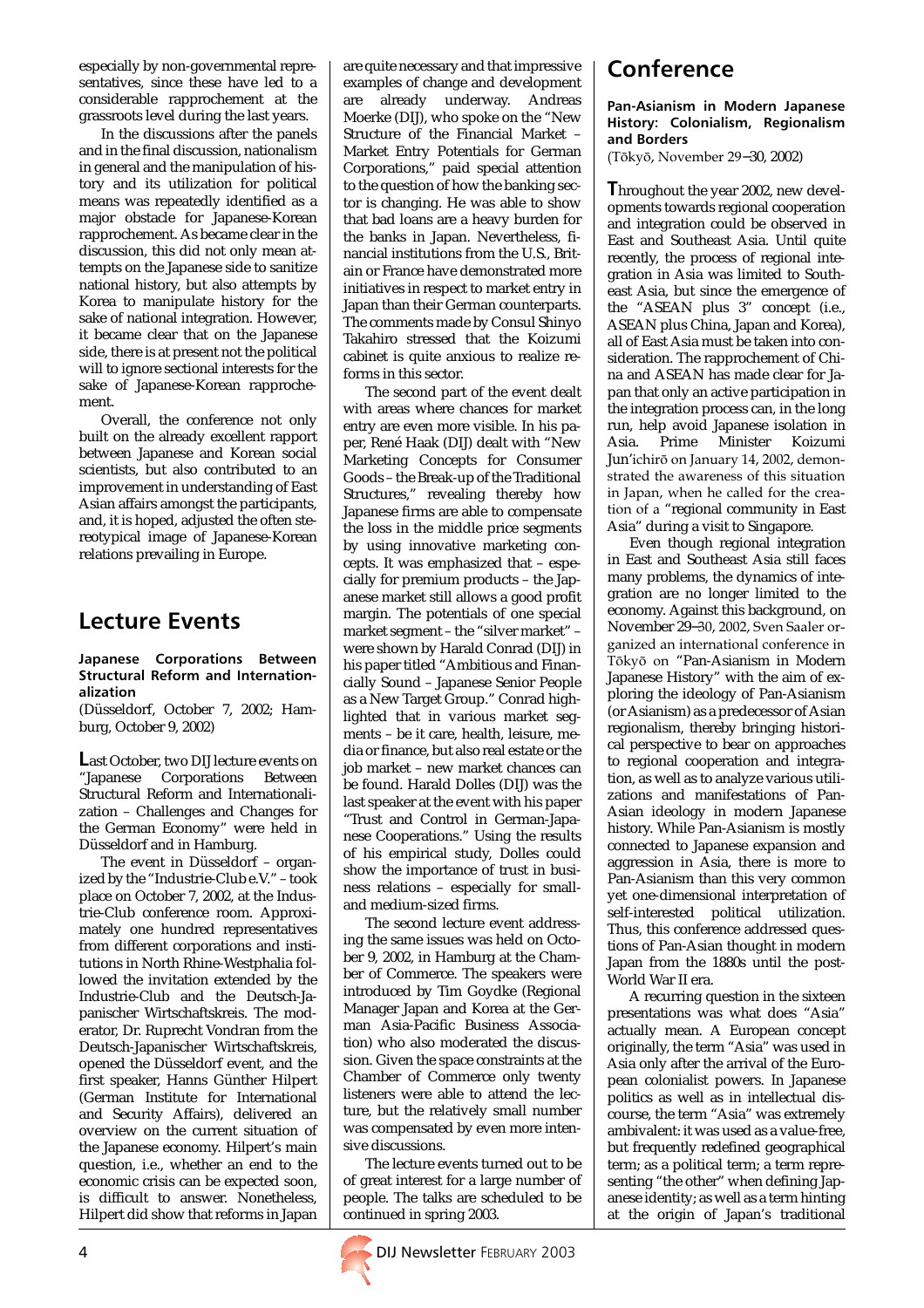especially by non-governmental representatives, since these have led to a considerable rapprochement at the grassroots level during the last years.

In the discussions after the panels and in the final discussion, nationalism in general and the manipulation of history and its utilization for political means was repeatedly identified as a major obstacle for Japanese-Korean rapprochement. As became clear in the discussion, this did not only mean attempts on the Japanese side to sanitize national history, but also attempts by Korea to manipulate history for the sake of national integration. However, it became clear that on the Japanese side, there is at present not the political will to ignore sectional interests for the sake of Japanese-Korean rapprochement.

Overall, the conference not only built on the already excellent rapport between Japanese and Korean social scientists, but also contributed to an improvement in understanding of East Asian affairs amongst the participants, and, it is hoped, adjusted the often stereotypical image of Japanese-Korean relations prevailing in Europe.

## Lecture Events

**Japanese Corporations Between Structural Reform and Internationalization**

(Düsseldorf, October 7, 2002; Hamburg, October 9, 2002)

**L**ast October, two DIJ lecture events on "Japanese Corporations Between Structural Reform and Internationalization – Challenges and Changes for the German Economy" were held in Düsseldorf and in Hamburg.

The event in Düsseldorf – organized by the "Industrie-Club e.V." – took place on October 7, 2002, at the Industrie-Club conference room. Approximately one hundred representatives from different corporations and institutions in North Rhine-Westphalia followed the invitation extended by the Industrie-Club and the Deutsch-Japanischer Wirtschaftskreis. The moderator, Dr. Ruprecht Vondran from the Deutsch-Japanischer Wirtschaftskreis, opened the Düsseldorf event, and the first speaker, Hanns Günther Hilpert (German Institute for International and Security Affairs), delivered an overview on the current situation of the Japanese economy. Hilpert's main question, i.e., whether an end to the economic crisis can be expected soon, is difficult to answer. Nonetheless, Hilpert did show that reforms in Japan are quite necessary and that impressive examples of change and development are already underway. Andreas Moerke (DIJ), who spoke on the "New Structure of the Financial Market – Market Entry Potentials for German Corporations," paid special attention to the question of how the banking sector is changing. He was able to show that bad loans are a heavy burden for the banks in Japan. Nevertheless, financial institutions from the U.S., Britain or France have demonstrated more initiatives in respect to market entry in Japan than their German counterparts. The comments made by Consul Shinyo Takahiro stressed that the Koizumi cabinet is quite anxious to realize reforms in this sector.

The second part of the event dealt with areas where chances for market entry are even more visible. In his paper, René Haak (DIJ) dealt with "New Marketing Concepts for Consumer Goods – the Break-up of the Traditional Structures," revealing thereby how Japanese firms are able to compensate the loss in the middle price segments by using innovative marketing concepts. It was emphasized that – especially for premium products – the Japanese market still allows a good profit margin. The potentials of one special market segment – the "silver market" – were shown by Harald Conrad (DIJ) in his paper titled "Ambitious and Financially Sound – Japanese Senior People as a New Target Group." Conrad highlighted that in various market segments – be it care, health, leisure, media or finance, but also real estate or the job market – new market chances can be found. Harald Dolles (DIJ) was the last speaker at the event with his paper "Trust and Control in German-Japanese Cooperations." Using the results of his empirical study, Dolles could show the importance of trust in business relations – especially for small- and medium-sized firms.

The second lecture event addressing the same issues was held on October 9, 2002, in Hamburg at the Chamber of Commerce. The speakers were introduced by Tim Goydke (Regional Manager Japan and Korea at the German Asia-Pacific Business Association) who also moderated the discussion. Given the space constraints at the Chamber of Commerce only twenty listeners were able to attend the lecture, but the relatively small number was compensated by even more intensive discussions.

The lecture events turned out to be of great interest for a large number of people. The talks are scheduled to be continued in spring 2003.

## Conference

**Pan-Asianism in Modern Japanese History: Colonialism, Regionalism and Borders**

(Tōkyō, November 29–30, 2002)

**T**hroughout the year 2002, new developments towards regional cooperation and integration could be observed in East and Southeast Asia. Until quite recently, the process of regional integration in Asia was limited to Southeast Asia, but since the emergence of the "ASEAN plus 3" concept (i.e., ASEAN plus China, Japan and Korea), all of East Asia must be taken into consideration. The rapprochement of China and ASEAN has made clear for Japan that only an active participation in the integration process can, in the long run, help avoid Japanese isolation in Asia. Prime Minister Koizumi Jun'ichirō on January 14, 2002, demonstrated the awareness of this situation in Japan, when he called for the creation of a "regional community in East Asia" during a visit to Singapore.

Even though regional integration in East and Southeast Asia still faces many problems, the dynamics of integration are no longer limited to the economy. Against this background, on November 29–30, 2002, Sven Saaler organized an international conference in Tōkyō on "Pan-Asianism in Modern Japanese History" with the aim of exploring the ideology of Pan-Asianism (or Asianism) as a predecessor of Asian regionalism, thereby bringing historical perspective to bear on approaches to regional cooperation and integration, as well as to analyze various utilizations and manifestations of Pan-Asian ideology in modern Japanese history. While Pan-Asianism is mostly connected to Japanese expansion and aggression in Asia, there is more to Pan-Asianism than this very common yet one-dimensional interpretation of self-interested political utilization. Thus, this conference addressed questions of Pan-Asian thought in modern Japan from the 1880s until the post-World War II era.

A recurring question in the sixteen presentations was what does "Asia" actually mean. A European concept originally, the term "Asia" was used in Asia only after the arrival of the European colonialist powers. In Japanese politics as well as in intellectual discourse, the term "Asia" was extremely ambivalent: it was used as a value-free, but frequently redefined geographical term; as a political term; a term representing "the other" when defining Japanese identity; as well as a term hinting at the origin of Japan's traditional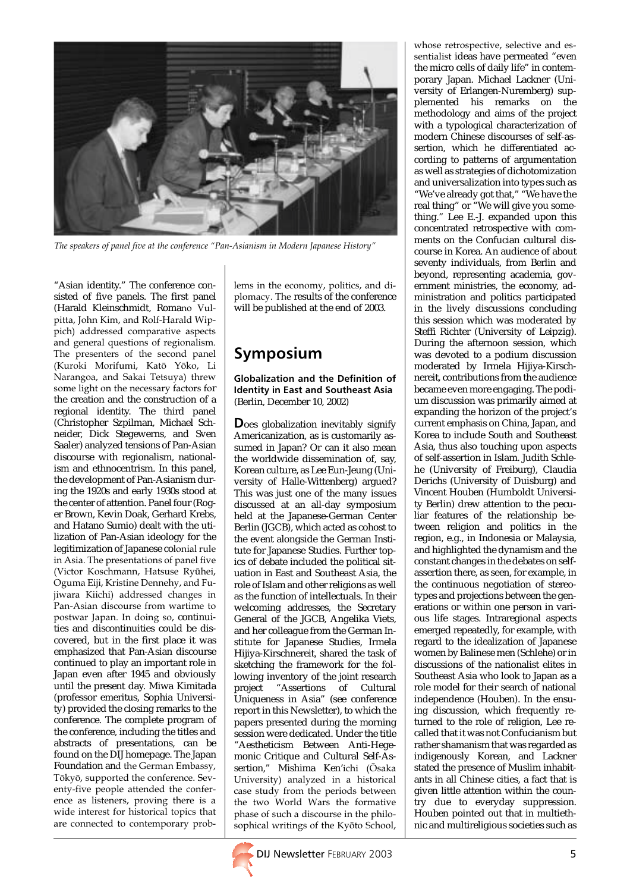*The speakers of panel five at the conference "Pan-Asianism in Modern Japanese History"*

"Asian identity." The conference consisted of five panels. The first panel (Harald Kleinschmidt, Romano Vulpitta, John Kim, and Rolf-Harald Wippich) addressed comparative aspects and general questions of regionalism. The presenters of the second panel (Kuroki Morifumi, Katō Yōko, Li Narangoa, and Sakai Tetsuya) threw some light on the necessary factors for the creation and the construction of a regional identity. The third panel (Christopher Szpilman, Michael Schneider, Dick Stegewerns, and Sven Saaler) analyzed tensions of Pan-Asian discourse with regionalism, nationalism and ethnocentrism. In this panel, the development of Pan-Asianism during the 1920s and early 1930s stood at the center of attention. Panel four (Roger Brown, Kevin Doak, Gerhard Krebs, and Hatano Sumio) dealt with the utilization of Pan-Asian ideology for the legitimization of Japanese colonial rule in Asia. The presentations of panel five (Victor Koschmann, Hatsuse Ryūhei, Oguma Eiji, Kristine Dennehy, and Fujiwara Kiichi) addressed changes in Pan-Asian discourse from wartime to postwar Japan. In doing so, continuities and discontinuities could be discovered, but in the first place it was emphasized that Pan-Asian discourse continued to play an important role in Japan even after 1945 and obviously until the present day. Miwa Kimitada (professor emeritus, Sophia University) provided the closing remarks to the conference. The complete program of the conference, including the titles and abstracts of presentations, can be found on the DIJ homepage. The Japan Foundation and the German Embassy, Tōkyō, supported the conference. Seventy-five people attended the conference as listeners, proving there is a wide interest for historical topics that are connected to contemporary problems in the economy, politics, and diplomacy. The results of the conference will be published at the end of 2003.

## Symposium

**Globalization and the Definition of Identity in East and Southeast Asia**
(Berlin, December 10, 2002)

**D**oes globalization inevitably signify Americanization, as is customarily assumed in Japan? Or can it also mean the worldwide dissemination of, say, Korean culture, as Lee Eun-Jeung (University of Halle-Wittenberg) argued? This was just one of the many issues discussed at an all-day symposium held at the Japanese-German Center Berlin (JGCB), which acted as cohost to the event alongside the German Institute for Japanese Studies. Further topics of debate included the political situation in East and Southeast Asia, the role of Islam and other religions as well as the function of intellectuals. In their welcoming addresses, the Secretary General of the JGCB, Angelika Viets, and her colleague from the German Institute for Japanese Studies, Irmela Hijiya-Kirschnereit, shared the task of sketching the framework for the following inventory of the joint research project "Assertions of Cultural Uniqueness in Asia" (see conference report in this Newsletter), to which the papers presented during the morning session were dedicated. Under the title "Aestheticism Between Anti-Hegemonic Critique and Cultural Self-Assertion," Mishima Ken'ichi (Ōsaka University) analyzed in a historical case study from the periods between the two World Wars the formative phase of such a discourse in the philosophical writings of the Kyōto School, whose retrospective, selective and essentialist ideas have permeated "even the micro cells of daily life" in contemporary Japan. Michael Lackner (University of Erlangen-Nuremberg) supplemented his remarks on the methodology and aims of the project with a typological characterization of modern Chinese discourses of self-assertion, which he differentiated according to patterns of argumentation as well as strategies of dichotomization and universalization into types such as "We've already got that," "We have the real thing" or "We will give you something." Lee E.-J. expanded upon this concentrated retrospective with comments on the Confucian cultural discourse in Korea. An audience of about seventy individuals, from Berlin and beyond, representing academia, government ministries, the economy, administration and politics participated in the lively discussions concluding this session which was moderated by Steffi Richter (University of Leipzig). During the afternoon session, which was devoted to a podium discussion moderated by Irmela Hijiya-Kirschnereit, contributions from the audience became even more engaging. The podium discussion was primarily aimed at expanding the horizon of the project's current emphasis on China, Japan, and Korea to include South and Southeast Asia, thus also touching upon aspects of self-assertion in Islam. Judith Schlehe (University of Freiburg), Claudia Derichs (University of Duisburg) and Vincent Houben (Humboldt University Berlin) drew attention to the peculiar features of the relationship between religion and politics in the region, e.g., in Indonesia or Malaysia, and highlighted the dynamism and the constant changes in the debates on self-assertion there, as seen, for example, in the continuous negotiation of stereotypes and projections between the generations or within one person in various life stages. Intraregional aspects emerged repeatedly, for example, with regard to the idealization of Japanese women by Balinese men (Schlehe) or in discussions of the nationalist elites in Southeast Asia who look to Japan as a role model for their search of national independence (Houben). In the ensuing discussion, which frequently returned to the role of religion, Lee recalled that it was not Confucianism but rather shamanism that was regarded as indigenously Korean, and Lackner stated the presence of Muslim inhabitants in all Chinese cities, a fact that is given little attention within the country due to everyday suppression. Houben pointed out that in multiethnic and multireligious societies such as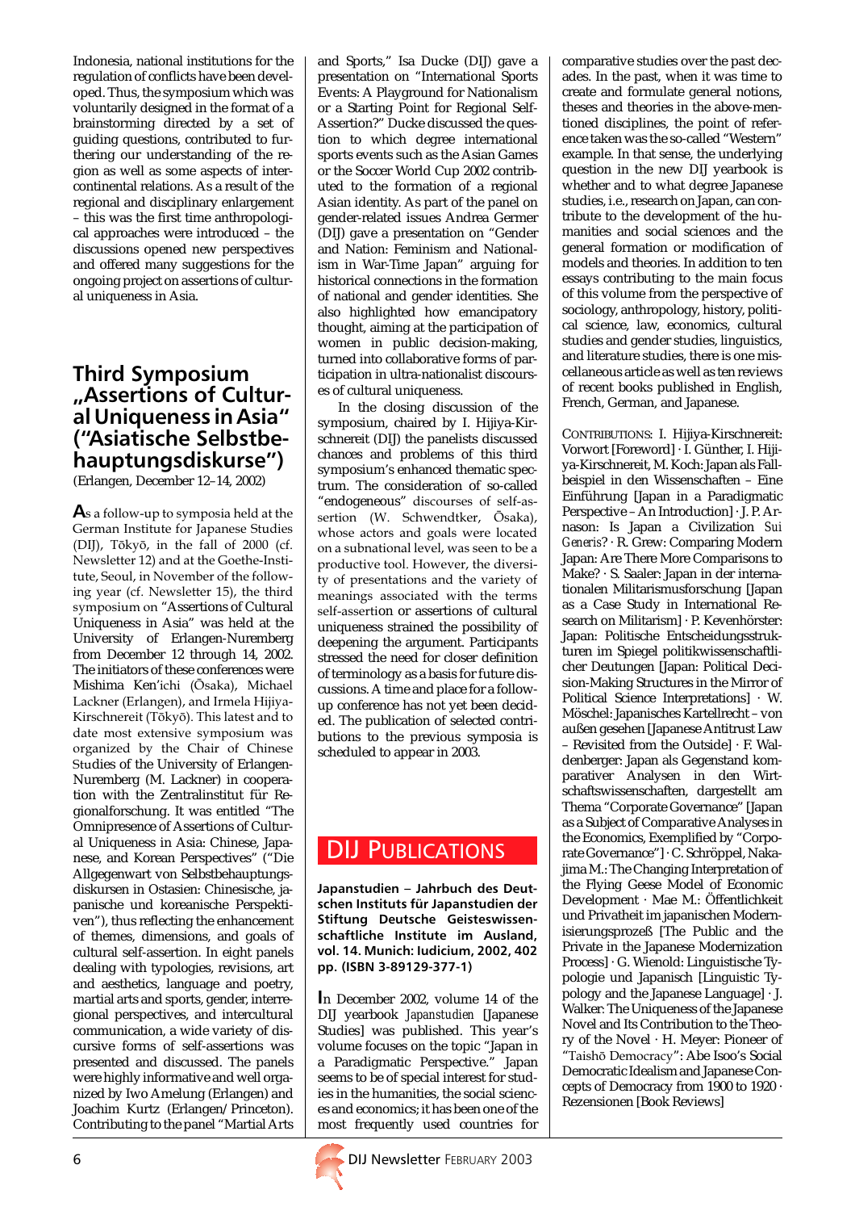Indonesia, national institutions for the regulation of conflicts have been developed. Thus, the symposium which was voluntarily designed in the format of a brainstorming directed by a set of guiding questions, contributed to furthering our understanding of the region as well as some aspects of intercontinental relations. As a result of the regional and disciplinary enlargement – this was the first time anthropological approaches were introduced – the discussions opened new perspectives and offered many suggestions for the ongoing project on assertions of cultural uniqueness in Asia.

## Third Symposium „Assertions of Cultural Uniqueness in Asia" ("Asiatische Selbstbehauptungsdiskurse")

(Erlangen, December 12–14, 2002)

As a follow-up to symposia held at the German Institute for Japanese Studies (DIJ), Tōkyō, in the fall of 2000 (cf. Newsletter 12) and at the Goethe-Institute, Seoul, in November of the following year (cf. Newsletter 15), the third symposium on "Assertions of Cultural Uniqueness in Asia" was held at the University of Erlangen-Nuremberg from December 12 through 14, 2002. The initiators of these conferences were Mishima Ken'ichi (Ōsaka), Michael Lackner (Erlangen), and Irmela Hijiya-Kirschnereit (Tōkyō). This latest and to date most extensive symposium was organized by the Chair of Chinese Studies of the University of Erlangen-Nuremberg (M. Lackner) in cooperation with the Zentralinstitut für Regionalforschung. It was entitled "The Omnipresence of Assertions of Cultural Uniqueness in Asia: Chinese, Japanese, and Korean Perspectives" ("Die Allgegenwart von Selbstbehauptungsdiskursen in Ostasien: Chinesische, japanische und koreanische Perspektiven"), thus reflecting the enhancement of themes, dimensions, and goals of cultural self-assertion. In eight panels dealing with typologies, revisions, art and aesthetics, language and poetry, martial arts and sports, gender, interregional perspectives, and intercultural communication, a wide variety of discursive forms of self-assertions was presented and discussed. The panels were highly informative and well organized by Iwo Amelung (Erlangen) and Joachim Kurtz (Erlangen/Princeton). Contributing to the panel "Martial Arts and Sports," Isa Ducke (DIJ) gave a presentation on "International Sports Events: A Playground for Nationalism or a Starting Point for Regional Self-Assertion?" Ducke discussed the question to which degree international sports events such as the Asian Games or the Soccer World Cup 2002 contributed to the formation of a regional Asian identity. As part of the panel on gender-related issues Andrea Germer (DIJ) gave a presentation on "Gender and Nation: Feminism and Nationalism in War-Time Japan" arguing for historical connections in the formation of national and gender identities. She also highlighted how emancipatory thought, aiming at the participation of women in public decision-making, turned into collaborative forms of participation in ultra-nationalist discourses of cultural uniqueness.

In the closing discussion of the symposium, chaired by I. Hijiya-Kirschnereit (DIJ) the panelists discussed chances and problems of this third symposium's enhanced thematic spectrum. The consideration of so-called "endogeneous" discourses of self-assertion (W. Schwendtker, Ōsaka), whose actors and goals were located on a subnational level, was seen to be a productive tool. However, the diversity of presentations and the variety of meanings associated with the terms self-assertion or assertions of cultural uniqueness strained the possibility of deepening the argument. Participants stressed the need for closer definition of terminology as a basis for future discussions. A time and place for a follow-up conference has not yet been decided. The publication of selected contributions to the previous symposia is scheduled to appear in 2003.

# DIJ Publications

**Japanstudien – Jahrbuch des Deutschen Instituts für Japanstudien der Stiftung Deutsche Geisteswissenschaftliche Institute im Ausland, vol. 14. Munich: Iudicium, 2002, 402 pp. (ISBN 3-89129-377-1)**

In December 2002, volume 14 of the DIJ yearbook *Japanstudien* [Japanese Studies] was published. This year's volume focuses on the topic "Japan in a Paradigmatic Perspective." Japan seems to be of special interest for studies in the humanities, the social sciences and economics; it has been one of the most frequently used countries for comparative studies over the past decades. In the past, when it was time to create and formulate general notions, theses and theories in the above-mentioned disciplines, the point of reference taken was the so-called "Western" example. In that sense, the underlying question in the new DIJ yearbook is whether and to what degree Japanese studies, i.e., research on Japan, can contribute to the development of the humanities and social sciences and the general formation or modification of models and theories. In addition to ten essays contributing to the main focus of this volume from the perspective of sociology, anthropology, history, political science, law, economics, cultural studies and gender studies, linguistics, and literature studies, there is one miscellaneous article as well as ten reviews of recent books published in English, French, German, and Japanese.

CONTRIBUTIONS: I. Hijiya-Kirschnereit: Vorwort [Foreword] · I. Günther, I. Hijiya-Kirschnereit, M. Koch: Japan als Fallbeispiel in den Wissenschaften – Eine Einführung [Japan in a Paradigmatic Perspective – An Introduction] · J. P. Arnason: Is Japan a Civilization *Sui Generis*? · R. Grew: Comparing Modern Japan: Are There More Comparisons to Make? · S. Saaler: Japan in der internationalen Militarismusforschung [Japan as a Case Study in International Research on Militarism] · P. Kevenhörster: Japan: Politische Entscheidungsstrukturen im Spiegel politikwissenschaftlicher Deutungen [Japan: Political Decision-Making Structures in the Mirror of Political Science Interpretations] · W. Möschel: Japanisches Kartellrecht – von außen gesehen [Japanese Antitrust Law – Revisited from the Outside] · F. Waldenberger: Japan als Gegenstand komparativer Analysen in den Wirtschaftswissenschaften, dargestellt am Thema "Corporate Governance" [Japan as a Subject of Comparative Analyses in the Economics, Exemplified by "Corporate Governance"] · C. Schröppel, Nakajima M.: The Changing Interpretation of the Flying Geese Model of Economic Development · Mae M.: Öffentlichkeit und Privatheit im japanischen Modernisierungsprozeß [The Public and the Private in the Japanese Modernization Process] · G. Wienold: Linguistische Typologie und Japanisch [Linguistic Typology and the Japanese Language] · J. Walker: The Uniqueness of the Japanese Novel and Its Contribution to the Theory of the Novel · H. Meyer: Pioneer of "Taishō Democracy": Abe Isoo's Social Democratic Idealism and Japanese Concepts of Democracy from 1900 to 1920 · Rezensionen [Book Reviews]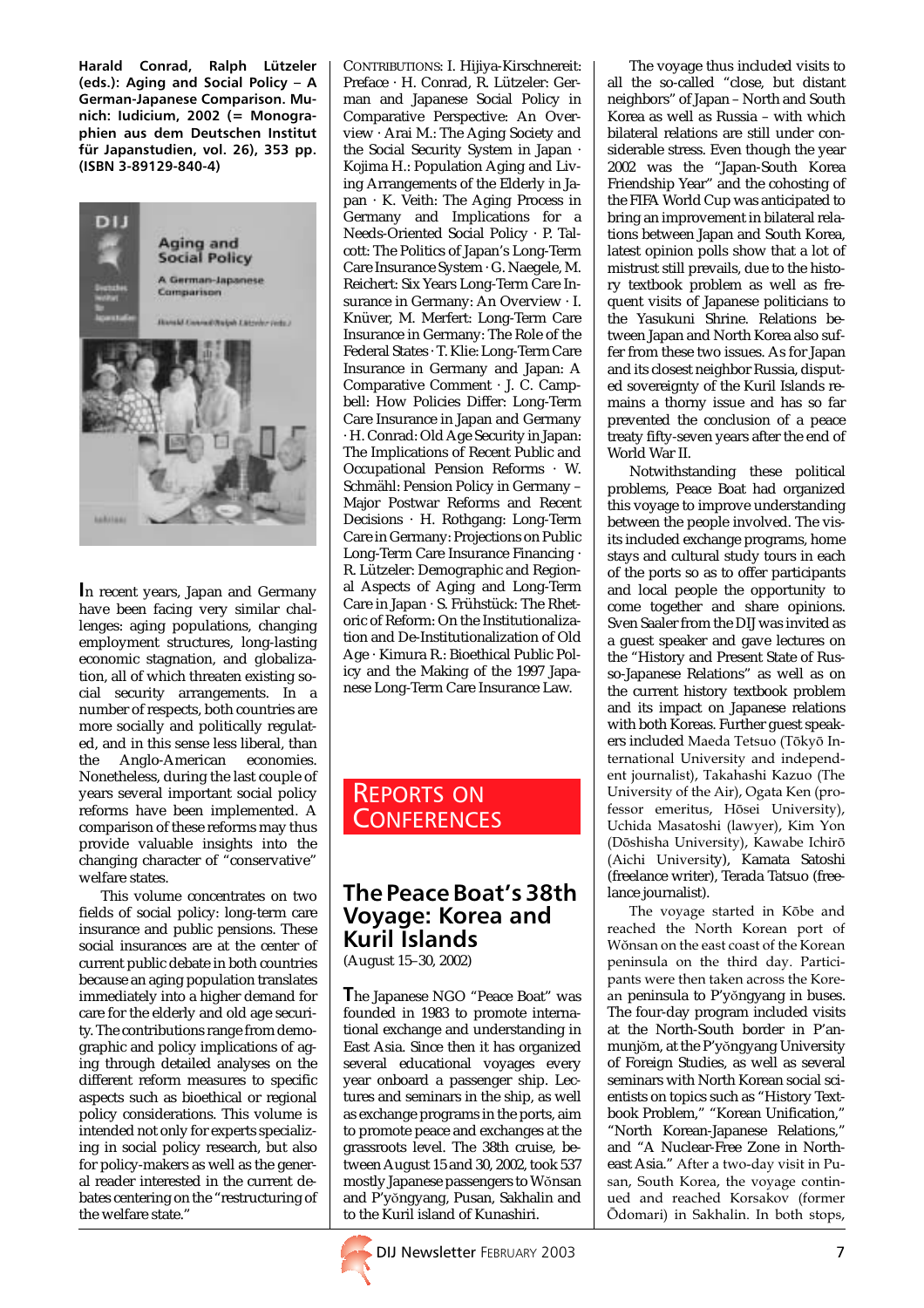**Harald Conrad, Ralph Lützeler (eds.): Aging and Social Policy – A German-Japanese Comparison. Munich: Iudicium, 2002 (= Monographien aus dem Deutschen Institut für Japanstudien, vol. 26), 353 pp. (ISBN 3-89129-840-4)**

In recent years, Japan and Germany have been facing very similar challenges: aging populations, changing employment structures, long-lasting economic stagnation, and globalization, all of which threaten existing social security arrangements. In a number of respects, both countries are more socially and politically regulated, and in this sense less liberal, than the Anglo-American economies. Nonetheless, during the last couple of years several important social policy reforms have been implemented. A comparison of these reforms may thus provide valuable insights into the changing character of "conservative" welfare states.

This volume concentrates on two fields of social policy: long-term care insurance and public pensions. These social insurances are at the center of current public debate in both countries because an aging population translates immediately into a higher demand for care for the elderly and old age security. The contributions range from demographic and policy implications of aging through detailed analyses on the different reform measures to specific aspects such as bioethical or regional policy considerations. This volume is intended not only for experts specializing in social policy research, but also for policy-makers as well as the general reader interested in the current debates centering on the "restructuring of the welfare state."

CONTRIBUTIONS: I. Hijiya-Kirschnereit: Preface · H. Conrad, R. Lützeler: German and Japanese Social Policy in Comparative Perspective: An Overview · Arai M.: The Aging Society and the Social Security System in Japan · Kojima H.: Population Aging and Living Arrangements of the Elderly in Japan · K. Veith: The Aging Process in Germany and Implications for a Needs-Oriented Social Policy · P. Talcott: The Politics of Japan's Long-Term Care Insurance System · G. Naegele, M. Reichert: Six Years Long-Term Care Insurance in Germany: An Overview · I. Knüver, M. Merfert: Long-Term Care Insurance in Germany: The Role of the Federal States · T. Klie: Long-Term Care Insurance in Germany and Japan: A Comparative Comment · J. C. Campbell: How Policies Differ: Long-Term Care Insurance in Japan and Germany · H. Conrad: Old Age Security in Japan: The Implications of Recent Public and Occupational Pension Reforms · W. Schmähl: Pension Policy in Germany – Major Postwar Reforms and Recent Decisions · H. Rothgang: Long-Term Care in Germany: Projections on Public Long-Term Care Insurance Financing · R. Lützeler: Demographic and Regional Aspects of Aging and Long-Term Care in Japan · S. Frühstück: The Rhetoric of Reform: On the Institutionalization and De-Institutionalization of Old Age · Kimura R.: Bioethical Public Policy and the Making of the 1997 Japanese Long-Term Care Insurance Law.

# Reports on Conferences

## The Peace Boat's 38th Voyage: Korea and Kuril Islands

(August 15–30, 2002)

The Japanese NGO "Peace Boat" was founded in 1983 to promote international exchange and understanding in East Asia. Since then it has organized several educational voyages every year onboard a passenger ship. Lectures and seminars in the ship, as well as exchange programs in the ports, aim to promote peace and exchanges at the grassroots level. The 38th cruise, between August 15 and 30, 2002, took 537 mostly Japanese passengers to Wŏnsan and P'yŏngyang, Pusan, Sakhalin and to the Kuril island of Kunashiri.

The voyage thus included visits to all the so-called "close, but distant neighbors" of Japan – North and South Korea as well as Russia – with which bilateral relations are still under considerable stress. Even though the year 2002 was the "Japan-South Korea Friendship Year" and the cohosting of the FIFA World Cup was anticipated to bring an improvement in bilateral relations between Japan and South Korea, latest opinion polls show that a lot of mistrust still prevails, due to the history textbook problem as well as frequent visits of Japanese politicians to the Yasukuni Shrine. Relations between Japan and North Korea also suffer from these two issues. As for Japan and its closest neighbor Russia, disputed sovereignty of the Kuril Islands remains a thorny issue and has so far prevented the conclusion of a peace treaty fifty-seven years after the end of World War II.

Notwithstanding these political problems, Peace Boat had organized this voyage to improve understanding between the people involved. The visits included exchange programs, home stays and cultural study tours in each of the ports so as to offer participants and local people the opportunity to come together and share opinions. Sven Saaler from the DIJ was invited as a guest speaker and gave lectures on the "History and Present State of Russo-Japanese Relations" as well as on the current history textbook problem and its impact on Japanese relations with both Koreas. Further guest speakers included Maeda Tetsuo (Tōkyō International University and independent journalist), Takahashi Kazuo (The University of the Air), Ogata Ken (professor emeritus, Hōsei University), Uchida Masatoshi (lawyer), Kim Yon (Dōshisha University), Kawabe Ichirō (Aichi University), Kamata Satoshi (freelance writer), Terada Tatsuo (freelance journalist).

The voyage started in Kōbe and reached the North Korean port of Wŏnsan on the east coast of the Korean peninsula on the third day. Participants were then taken across the Korean peninsula to P'yŏngyang in buses. The four-day program included visits at the North-South border in P'anmunjŏm, at the P'yŏngyang University of Foreign Studies, as well as several seminars with North Korean social scientists on topics such as "History Textbook Problem," "Korean Unification," "North Korean-Japanese Relations," and "A Nuclear-Free Zone in North-east Asia." After a two-day visit in Pusan, South Korea, the voyage continued and reached Korsakov (former Ōdomari) in Sakhalin. In both stops,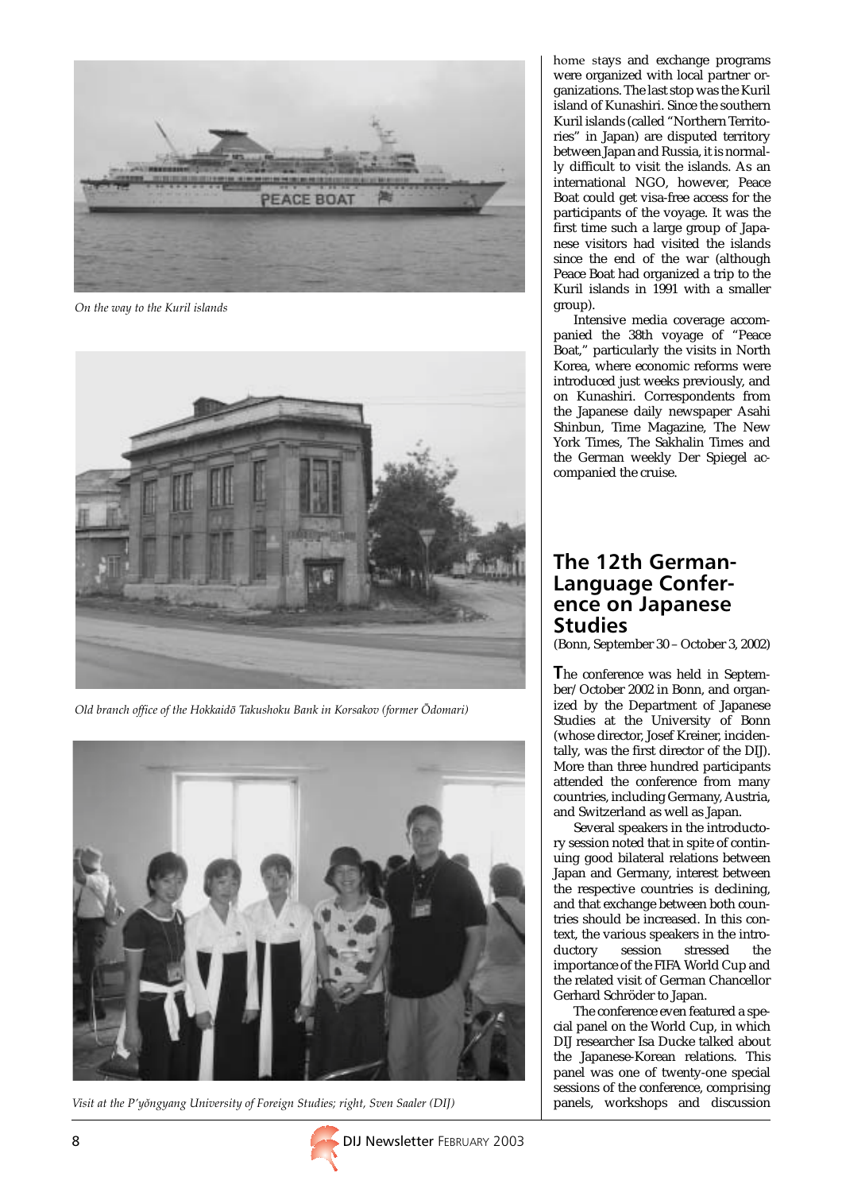On the way to the Kuril islands

Old branch office of the Hokkaidō Takushoku Bank in Korsakov (former Ōdomari)

Visit at the P'yŏngyang University of Foreign Studies; right, Sven Saaler (DIJ)

home stays and exchange programs were organized with local partner organizations. The last stop was the Kuril island of Kunashiri. Since the southern Kuril islands (called "Northern Territories" in Japan) are disputed territory between Japan and Russia, it is normally difficult to visit the islands. As an international NGO, however, Peace Boat could get visa-free access for the participants of the voyage. It was the first time such a large group of Japanese visitors had visited the islands since the end of the war (although Peace Boat had organized a trip to the Kuril islands in 1991 with a smaller group).

Intensive media coverage accompanied the 38th voyage of "Peace Boat," particularly the visits in North Korea, where economic reforms were introduced just weeks previously, and on Kunashiri. Correspondents from the Japanese daily newspaper Asahi Shinbun, Time Magazine, The New York Times, The Sakhalin Times and the German weekly Der Spiegel accompanied the cruise.

## The 12th German-Language Conference on Japanese Studies

(Bonn, September 30 – October 3, 2002)

The conference was held in September/October 2002 in Bonn, and organized by the Department of Japanese Studies at the University of Bonn (whose director, Josef Kreiner, incidentally, was the first director of the DIJ). More than three hundred participants attended the conference from many countries, including Germany, Austria, and Switzerland as well as Japan.

Several speakers in the introductory session noted that in spite of continuing good bilateral relations between Japan and Germany, interest between the respective countries is declining, and that exchange between both countries should be increased. In this context, the various speakers in the introductory session stressed the importance of the FIFA World Cup and the related visit of German Chancellor Gerhard Schröder to Japan.

The conference even featured a special panel on the World Cup, in which DIJ researcher Isa Ducke talked about the Japanese-Korean relations. This panel was one of twenty-one special sessions of the conference, comprising panels, workshops and discussion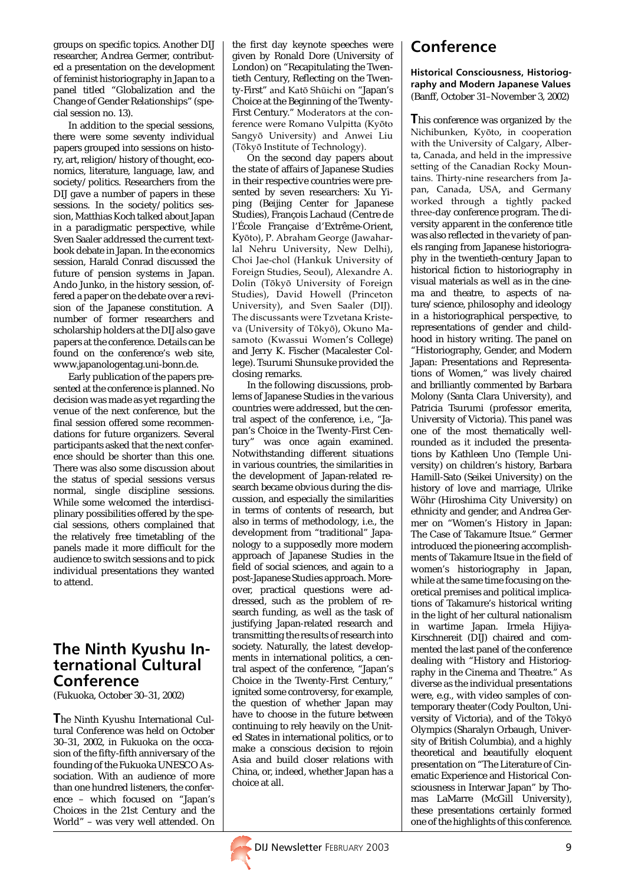groups on specific topics. Another DIJ researcher, Andrea Germer, contributed a presentation on the development of feminist historiography in Japan to a panel titled "Globalization and the Change of Gender Relationships" (special session no. 13).

In addition to the special sessions, there were some seventy individual papers grouped into sessions on history, art, religion/history of thought, economics, literature, language, law, and society/politics. Researchers from the DIJ gave a number of papers in these sessions. In the society/politics session, Matthias Koch talked about Japan in a paradigmatic perspective, while Sven Saaler addressed the current textbook debate in Japan. In the economics session, Harald Conrad discussed the future of pension systems in Japan. Ando Junko, in the history session, offered a paper on the debate over a revision of the Japanese constitution. A number of former researchers and scholarship holders at the DIJ also gave papers at the conference. Details can be found on the conference's web site, www.japanologentag.uni-bonn.de.

Early publication of the papers presented at the conference is planned. No decision was made as yet regarding the venue of the next conference, but the final session offered some recommendations for future organizers. Several participants asked that the next conference should be shorter than this one. There was also some discussion about the status of special sessions versus normal, single discipline sessions. While some welcomed the interdisciplinary possibilities offered by the special sessions, others complained that the relatively free timetabling of the panels made it more difficult for the audience to switch sessions and to pick individual presentations they wanted to attend.

## The Ninth Kyushu International Cultural Conference

(Fukuoka, October 30–31, 2002)

The Ninth Kyushu International Cultural Conference was held on October 30–31, 2002, in Fukuoka on the occasion of the fifty-fifth anniversary of the founding of the Fukuoka UNESCO Association. With an audience of more than one hundred listeners, the conference – which focused on "Japan's Choices in the 21st Century and the World" – was very well attended. On the first day keynote speeches were given by Ronald Dore (University of London) on "Recapitulating the Twentieth Century, Reflecting on the Twenty-First" and Katō Shūichi on "Japan's Choice at the Beginning of the Twenty-First Century." Moderators at the conference were Romano Vulpitta (Kyōto Sangyō University) and Anwei Liu (Tōkyō Institute of Technology).

On the second day papers about the state of affairs of Japanese Studies in their respective countries were presented by seven researchers: Xu Yiping (Beijing Center for Japanese Studies), François Lachaud (Centre de l'École Française d'Extrême-Orient, Kyōto), P. Abraham George (Jawaharlal Nehru University, New Delhi), Choi Jae-chol (Hankuk University of Foreign Studies, Seoul), Alexandre A. Dolin (Tōkyō University of Foreign Studies), David Howell (Princeton University), and Sven Saaler (DIJ). The discussants were Tzvetana Kristeva (University of Tōkyō), Okuno Masamoto (Kwassui Women's College) and Jerry K. Fischer (Macalester College). Tsurumi Shunsuke provided the closing remarks.

In the following discussions, problems of Japanese Studies in the various countries were addressed, but the central aspect of the conference, i.e., "Japan's Choice in the Twenty-First Century" was once again examined. Notwithstanding different situations in various countries, the similarities in the development of Japan-related research became obvious during the discussion, and especially the similarities in terms of contents of research, but also in terms of methodology, i.e., the development from "traditional" Japanology to a supposedly more modern approach of Japanese Studies in the field of social sciences, and again to a post-Japanese Studies approach. Moreover, practical questions were addressed, such as the problem of research funding, as well as the task of justifying Japan-related research and transmitting the results of research into society. Naturally, the latest developments in international politics, a central aspect of the conference, "Japan's Choice in the Twenty-First Century," ignited some controversy, for example, the question of whether Japan may have to choose in the future between continuing to rely heavily on the United States in international politics, or to make a conscious decision to rejoin Asia and build closer relations with China, or, indeed, whether Japan has a choice at all.

# Conference

**Historical Consciousness, Historiography and Modern Japanese Values**
(Banff, October 31–November 3, 2002)

This conference was organized by the Nichibunken, Kyōto, in cooperation with the University of Calgary, Alberta, Canada, and held in the impressive setting of the Canadian Rocky Mountains. Thirty-nine researchers from Japan, Canada, USA, and Germany worked through a tightly packed three-day conference program. The diversity apparent in the conference title was also reflected in the variety of panels ranging from Japanese historiography in the twentieth-century Japan to historical fiction to historiography in visual materials as well as in the cinema and theatre, to aspects of nature/science, philosophy and ideology in a historiographical perspective, to representations of gender and childhood in history writing. The panel on "Historiography, Gender, and Modern Japan: Presentations and Representations of Women," was lively chaired and brilliantly commented by Barbara Molony (Santa Clara University), and Patricia Tsurumi (professor emerita, University of Victoria). This panel was one of the most thematically well-rounded as it included the presentations by Kathleen Uno (Temple University) on children's history, Barbara Hamill-Sato (Seikei University) on the history of love and marriage, Ulrike Wöhr (Hiroshima City University) on ethnicity and gender, and Andrea Germer on "Women's History in Japan: The Case of Takamure Itsue." Germer introduced the pioneering accomplishments of Takamure Itsue in the field of women's historiography in Japan, while at the same time focusing on theoretical premises and political implications of Takamure's historical writing in the light of her cultural nationalism in wartime Japan. Irmela Hijiya-Kirschnereit (DIJ) chaired and commented the last panel of the conference dealing with "History and Historiography in the Cinema and Theatre." As diverse as the individual presentations were, e.g., with video samples of contemporary theater (Cody Poulton, University of Victoria), and of the Tōkyō Olympics (Sharalyn Orbaugh, University of British Columbia), and a highly theoretical and beautifully eloquent presentation on "The Literature of Cinematic Experience and Historical Consciousness in Interwar Japan" by Thomas LaMarre (McGill University), these presentations certainly formed one of the highlights of this conference.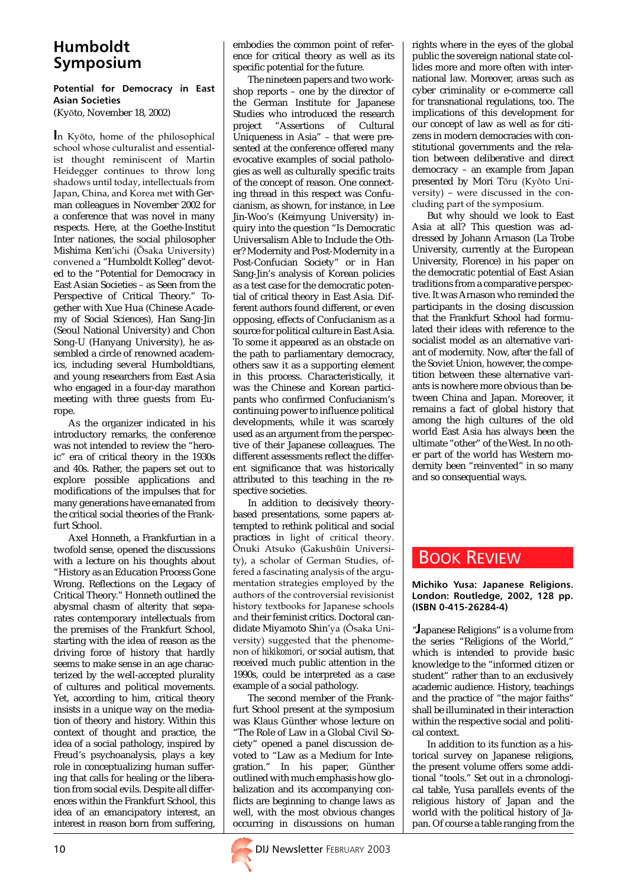# Humboldt Symposium

**Potential for Democracy in East Asian Societies**
(Kyōto, November 18, 2002)

In Kyōto, home of the philosophical school whose culturalist and essentialist thought reminiscent of Martin Heidegger continues to throw long shadows until today, intellectuals from Japan, China, and Korea met with German colleagues in November 2002 for a conference that was novel in many respects. Here, at the Goethe-Institut Inter nationes, the social philosopher Mishima Ken'ichi (Ōsaka University) convened a "Humboldt Kolleg" devoted to the "Potential for Democracy in East Asian Societies – as Seen from the Perspective of Critical Theory." Together with Xue Hua (Chinese Academy of Social Sciences), Han Sang-Jin (Seoul National University) and Chon Song-U (Hanyang University), he assembled a circle of renowned academics, including several Humboldtians, and young researchers from East Asia who engaged in a four-day marathon meeting with three guests from Europe.

As the organizer indicated in his introductory remarks, the conference was not intended to review the "heroic" era of critical theory in the 1930s and 40s. Rather, the papers set out to explore possible applications and modifications of the impulses that for many generations have emanated from the critical social theories of the Frankfurt School.

Axel Honneth, a Frankfurtian in a twofold sense, opened the discussions with a lecture on his thoughts about "History as an Education Process Gone Wrong. Reflections on the Legacy of Critical Theory." Honneth outlined the abysmal chasm of alterity that separates contemporary intellectuals from the premises of the Frankfurt School, starting with the idea of reason as the driving force of history that hardly seems to make sense in an age characterized by the well-accepted plurality of cultures and political movements. Yet, according to him, critical theory insists in a unique way on the mediation of theory and history. Within this context of thought and practice, the idea of a social pathology, inspired by Freud's psychoanalysis, plays a key role in conceptualizing human suffering that calls for healing or the liberation from social evils. Despite all differences within the Frankfurt School, this idea of an emancipatory interest, an interest in reason born from suffering, embodies the common point of reference for critical theory as well as its specific potential for the future.

The nineteen papers and two workshop reports – one by the director of the German Institute for Japanese Studies who introduced the research project "Assertions of Cultural Uniqueness in Asia" – that were presented at the conference offered many evocative examples of social pathologies as well as culturally specific traits of the concept of reason. One connecting thread in this respect was Confucianism, as shown, for instance, in Lee Jin-Woo's (Keimyung University) inquiry into the question "Is Democratic Universalism Able to Include the Other? Modernity and Post-Modernity in a Post-Confucian Society" or in Han Sang-Jin's analysis of Korean policies as a test case for the democratic potential of critical theory in East Asia. Different authors found different, or even opposing, effects of Confucianism as a source for political culture in East Asia. To some it appeared as an obstacle on the path to parliamentary democracy, others saw it as a supporting element in this process. Characteristically, it was the Chinese and Korean participants who confirmed Confucianism's continuing power to influence political developments, while it was scarcely used as an argument from the perspective of their Japanese colleagues. The different assessments reflect the different significance that was historically attributed to this teaching in the respective societies.

In addition to decisively theory-based presentations, some papers attempted to rethink political and social practices in light of critical theory. Ōnuki Atsuko (Gakushūin University), a scholar of German Studies, offered a fascinating analysis of the argumentation strategies employed by the authors of the controversial revisionist history textbooks for Japanese schools and their feminist critics. Doctoral candidate Miyamoto Shin'ya (Ōsaka University) suggested that the phenomenon of *hikikomori*, or social autism, that received much public attention in the 1990s, could be interpreted as a case example of a social pathology.

The second member of the Frankfurt School present at the symposium was Klaus Günther whose lecture on "The Role of Law in a Global Civil Society" opened a panel discussion devoted to "Law as a Medium for Integration." In his paper, Günther outlined with much emphasis how globalization and its accompanying conflicts are beginning to change laws as well, with the most obvious changes occurring in discussions on human rights where in the eyes of the global public the sovereign national state collides more and more often with international law. Moreover, areas such as cyber criminality or e-commerce call for transnational regulations, too. The implications of this development for our concept of law as well as for citizens in modern democracies with constitutional governments and the relation between deliberative and direct democracy – an example from Japan presented by Mori Tōru (Kyōto University) – were discussed in the concluding part of the symposium.

But why should we look to East Asia at all? This question was addressed by Johann Arnason (La Trobe University, currently at the European University, Florence) in his paper on the democratic potential of East Asian traditions from a comparative perspective. It was Arnason who reminded the participants in the closing discussion that the Frankfurt School had formulated their ideas with reference to the socialist model as an alternative variant of modernity. Now, after the fall of the Soviet Union, however, the competition between these alternative variants is nowhere more obvious than between China and Japan. Moreover, it remains a fact of global history that among the high cultures of the old world East Asia has always been the ultimate "other" of the West. In no other part of the world has Western modernity been "reinvented" in so many and so consequential ways.

# Book Review

**Michiko Yusa: Japanese Religions. London: Routledge, 2002, 128 pp. (ISBN 0-415-26284-4)**

"Japanese Religions" is a volume from the series "Religions of the World," which is intended to provide basic knowledge to the "informed citizen or student" rather than to an exclusively academic audience. History, teachings and the practice of "the major faiths" shall be illuminated in their interaction within the respective social and political context.

In addition to its function as a historical survey on Japanese religions, the present volume offers some additional "tools." Set out in a chronological table, Yusa parallels events of the religious history of Japan and the world with the political history of Japan. Of course a table ranging from the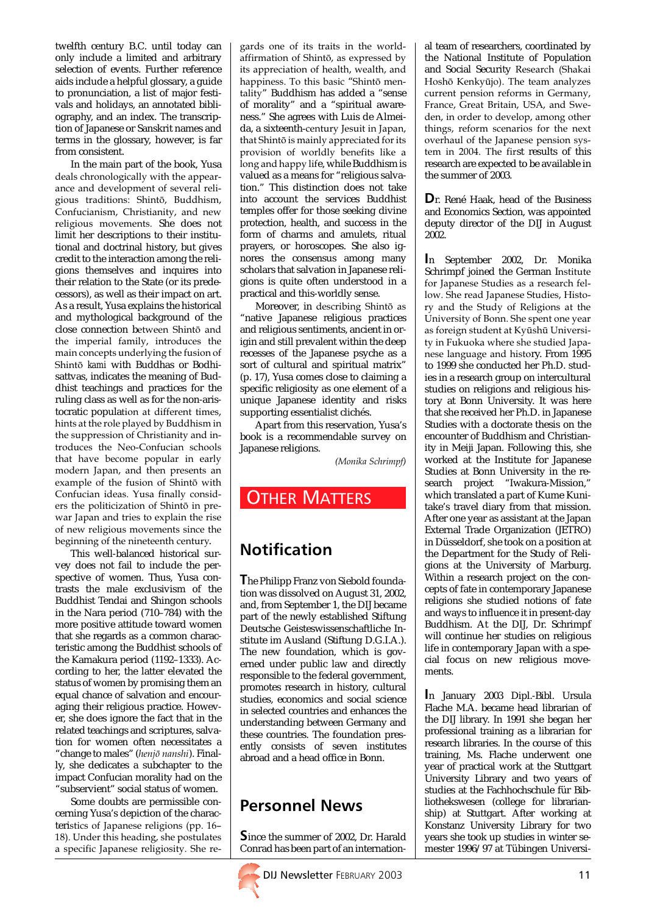twelfth century B.C. until today can only include a limited and arbitrary selection of events. Further reference aids include a helpful glossary, a guide to pronunciation, a list of major festivals and holidays, an annotated bibliography, and an index. The transcription of Japanese or Sanskrit names and terms in the glossary, however, is far from consistent.

In the main part of the book, Yusa deals chronologically with the appearance and development of several religious traditions: Shintō, Buddhism, Confucianism, Christianity, and new religious movements. She does not limit her descriptions to their institutional and doctrinal history, but gives credit to the interaction among the religions themselves and inquires into their relation to the State (or its predecessors), as well as their impact on art. As a result, Yusa explains the historical and mythological background of the close connection between Shintō and the imperial family, introduces the main concepts underlying the fusion of Shintō *kami* with Buddhas or Bodhisattvas, indicates the meaning of Buddhist teachings and practices for the ruling class as well as for the non-aristocratic population at different times, hints at the role played by Buddhism in the suppression of Christianity and introduces the Neo-Confucian schools that have become popular in early modern Japan, and then presents an example of the fusion of Shintō with Confucian ideas. Yusa finally considers the politicization of Shintō in prewar Japan and tries to explain the rise of new religious movements since the beginning of the nineteenth century.

This well-balanced historical survey does not fail to include the perspective of women. Thus, Yusa contrasts the male exclusivism of the Buddhist Tendai and Shingon schools in the Nara period (710–784) with the more positive attitude toward women that she regards as a common characteristic among the Buddhist schools of the Kamakura period (1192–1333). According to her, the latter elevated the status of women by promising them an equal chance of salvation and encouraging their religious practice. However, she does ignore the fact that in the related teachings and scriptures, salvation for women often necessitates a "change to males" (*henjō nanshi*). Finally, she dedicates a subchapter to the impact Confucian morality had on the "subservient" social status of women.

Some doubts are permissible concerning Yusa's depiction of the characteristics of Japanese religions (pp. 16–18). Under this heading, she postulates a specific Japanese religiosity. She regards one of its traits in the world-affirmation of Shintō, as expressed by its appreciation of health, wealth, and happiness. To this basic "Shintō mentality" Buddhism has added a "sense of morality" and a "spiritual awareness." She agrees with Luis de Almeida, a sixteenth-century Jesuit in Japan, that Shintō is mainly appreciated for its provision of worldly benefits like a long and happy life, while Buddhism is valued as a means for "religious salvation." This distinction does not take into account the services Buddhist temples offer for those seeking divine protection, health, and success in the form of charms and amulets, ritual prayers, or horoscopes. She also ignores the consensus among many scholars that salvation in Japanese religions is quite often understood in a practical and this-worldly sense.

Moreover, in describing Shintō as "native Japanese religious practices and religious sentiments, ancient in origin and still prevalent within the deep recesses of the Japanese psyche as a sort of cultural and spiritual matrix" (p. 17), Yusa comes close to claiming a specific religiosity as one element of a unique Japanese identity and risks supporting essentialist clichés.

Apart from this reservation, Yusa's book is a recommendable survey on Japanese religions.

*(Monika Schrimpf)*

# Other Matters

## Notification

The Philipp Franz von Siebold foundation was dissolved on August 31, 2002, and, from September 1, the DIJ became part of the newly established Stiftung Deutsche Geisteswissenschaftliche Institute im Ausland (Stiftung D.G.I.A.). The new foundation, which is governed under public law and directly responsible to the federal government, promotes research in history, cultural studies, economics and social science in selected countries and enhances the understanding between Germany and these countries. The foundation presently consists of seven institutes abroad and a head office in Bonn.

## Personnel News

Since the summer of 2002, Dr. Harald Conrad has been part of an international team of researchers, coordinated by the National Institute of Population and Social Security Research (Shakai Hoshō Kenkyūjo). The team analyzes current pension reforms in Germany, France, Great Britain, USA, and Sweden, in order to develop, among other things, reform scenarios for the next overhaul of the Japanese pension system in 2004. The first results of this research are expected to be available in the summer of 2003.

Dr. René Haak, head of the Business and Economics Section, was appointed deputy director of the DIJ in August 2002.

In September 2002, Dr. Monika Schrimpf joined the German Institute for Japanese Studies as a research fellow. She read Japanese Studies, History and the Study of Religions at the University of Bonn. She spent one year as foreign student at Kyūshū University in Fukuoka where she studied Japanese language and history. From 1995 to 1999 she conducted her Ph.D. studies in a research group on intercultural studies on religions and religious history at Bonn University. It was here that she received her Ph.D. in Japanese Studies with a doctorate thesis on the encounter of Buddhism and Christianity in Meiji Japan. Following this, she worked at the Institute for Japanese Studies at Bonn University in the research project "Iwakura-Mission," which translated a part of Kume Kunitake's travel diary from that mission. After one year as assistant at the Japan External Trade Organization (JETRO) in Düsseldorf, she took on a position at the Department for the Study of Religions at the University of Marburg. Within a research project on the concepts of fate in contemporary Japanese religions she studied notions of fate and ways to influence it in present-day Buddhism. At the DIJ, Dr. Schrimpf will continue her studies on religious life in contemporary Japan with a special focus on new religious movements.

In January 2003 Dipl.-Bibl. Ursula Flache M.A. became head librarian of the DIJ library. In 1991 she began her professional training as a librarian for research libraries. In the course of this training, Ms. Flache underwent one year of practical work at the Stuttgart University Library and two years of studies at the Fachhochschule für Bibliothekswesen (college for librarianship) at Stuttgart. After working at Konstanz University Library for two years she took up studies in winter semester 1996/97 at Tübingen Universi-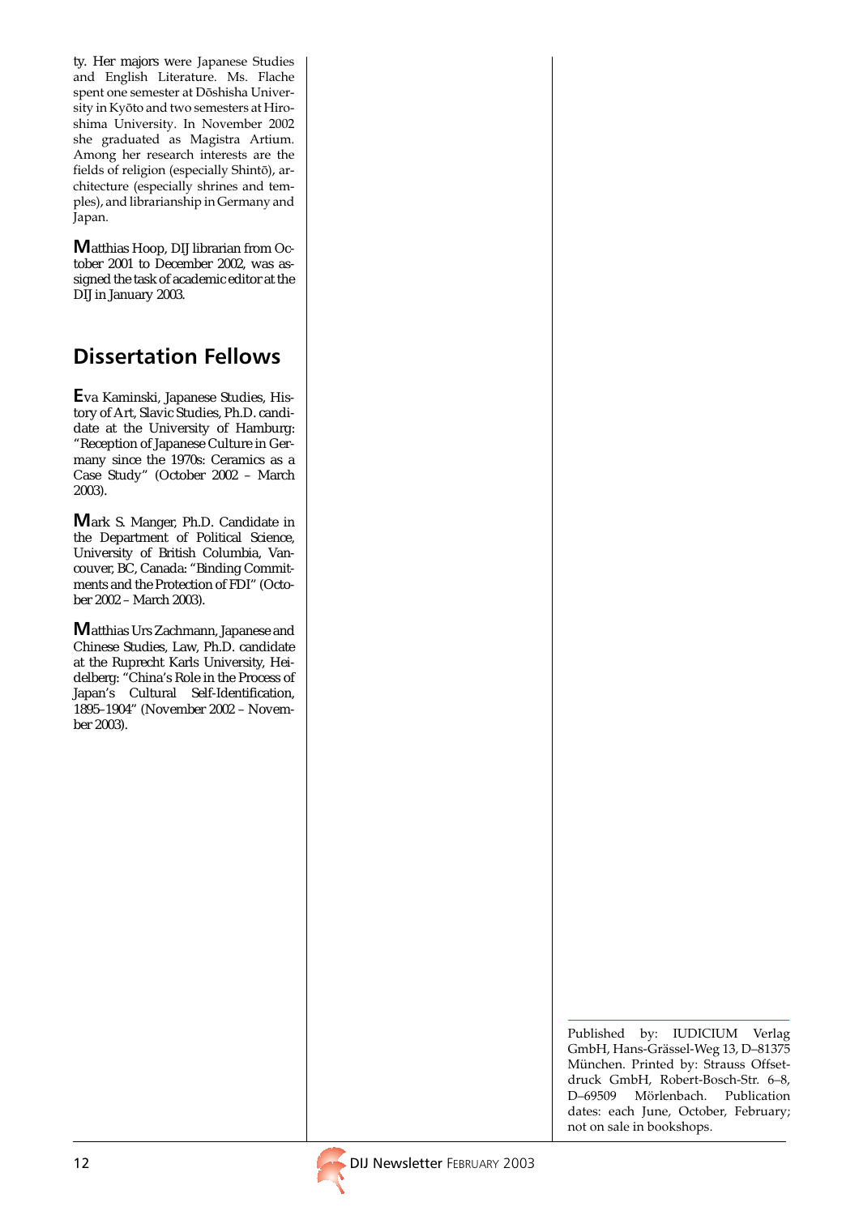ty. Her majors were Japanese Studies and English Literature. Ms. Flache spent one semester at Dōshisha University in Kyōto and two semesters at Hiroshima University. In November 2002 she graduated as Magistra Artium. Among her research interests are the fields of religion (especially Shintō), architecture (especially shrines and temples), and librarianship in Germany and Japan.

**M**atthias Hoop, DIJ librarian from October 2001 to December 2002, was assigned the task of academic editor at the DIJ in January 2003.

## Dissertation Fellows

**E**va Kaminski, Japanese Studies, History of Art, Slavic Studies, Ph.D. candidate at the University of Hamburg: "Reception of Japanese Culture in Germany since the 1970s: Ceramics as a Case Study" (October 2002 – March 2003).

**M**ark S. Manger, Ph.D. Candidate in the Department of Political Science, University of British Columbia, Vancouver, BC, Canada: "Binding Commitments and the Protection of FDI" (October 2002 – March 2003).

**M**atthias Urs Zachmann, Japanese and Chinese Studies, Law, Ph.D. candidate at the Ruprecht Karls University, Heidelberg: "China's Role in the Process of Japan's Cultural Self-Identification, 1895–1904" (November 2002 – November 2003).

---

Published by: IUDICIUM Verlag GmbH, Hans-Grässel-Weg 13, D–81375 München. Printed by: Strauss Offsetdruck GmbH, Robert-Bosch-Str. 6–8, D–69509 Mörlenbach. Publication dates: each June, October, February; not on sale in bookshops.